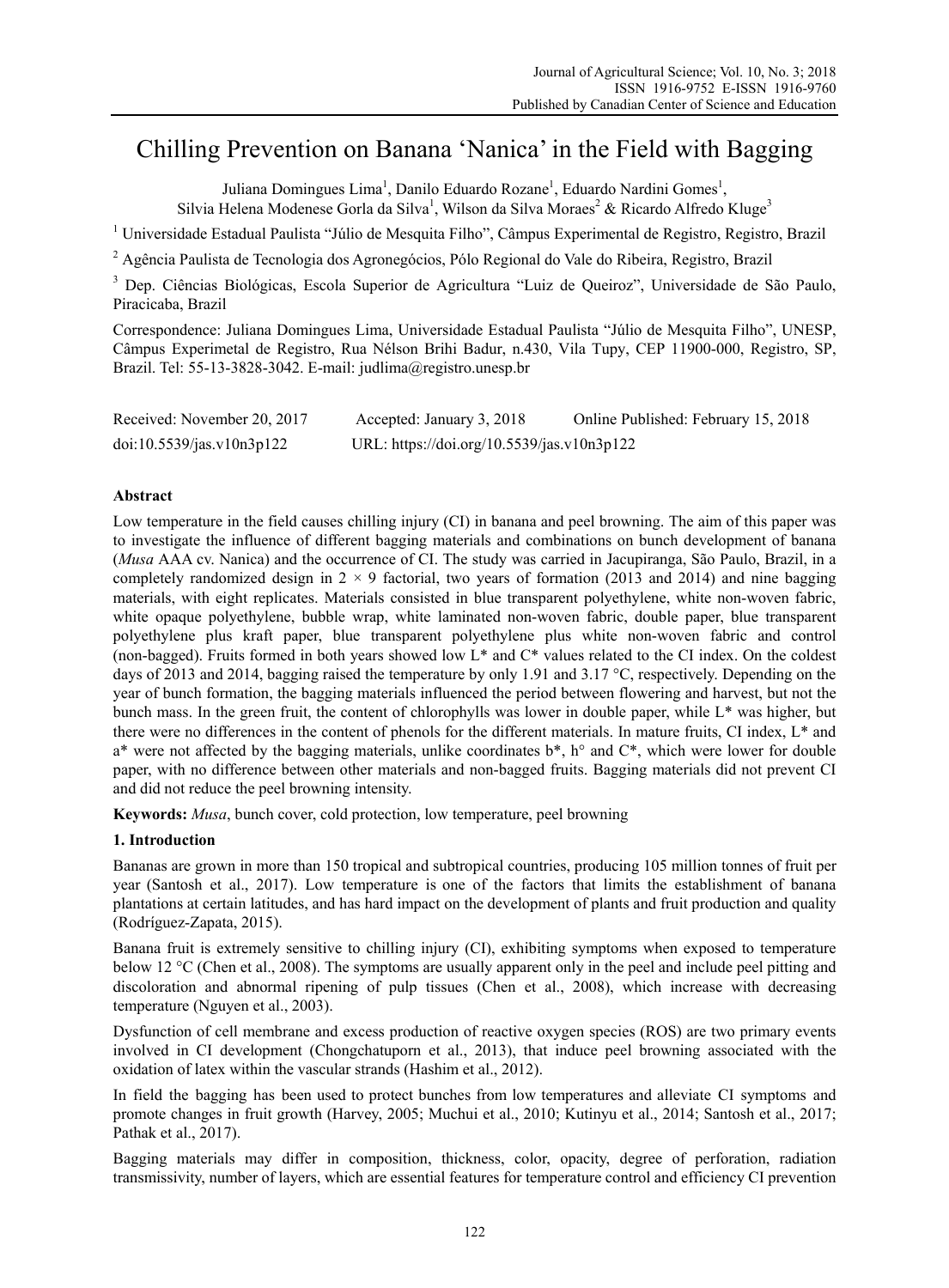# Chilling Prevention on Banana 'Nanica' in the Field with Bagging

Juliana Domingues Lima[1], Danilo Eduardo Rozane[1], Eduardo Nardini Gomes[1], Silvia Helena Modenese Gorla da Silva[1], Wilson da Silva Moraes[2] & Ricardo Alfredo Kluge[3]

[1] Universidade Estadual Paulista "Júlio de Mesquita Filho", Câmpus Experimental de Registro, Registro, Brazil

[2] Agência Paulista de Tecnologia dos Agronegócios, Pólo Regional do Vale do Ribeira, Registro, Brazil

[3] Dep. Ciências Biológicas, Escola Superior de Agricultura "Luiz de Queiroz", Universidade de São Paulo, Piracicaba, Brazil

Correspondence: Juliana Domingues Lima, Universidade Estadual Paulista "Júlio de Mesquita Filho", UNESP, Câmpus Experimetal de Registro, Rua Nélson Brihi Badur, n.430, Vila Tupy, CEP 11900-000, Registro, SP, Brazil. Tel: 55-13-3828-3042. E-mail: judlima@registro.unesp.br

Received: November 20, 2017 Accepted: January 3, 2018 Online Published: February 15, 2018

doi:10.5539/jas.v10n3p122 URL: https://doi.org/10.5539/jas.v10n3p122

## Abstract

Low temperature in the field causes chilling injury (CI) in banana and peel browning. The aim of this paper was to investigate the influence of different bagging materials and combinations on bunch development of banana (*Musa* AAA cv. Nanica) and the occurrence of CI. The study was carried in Jacupiranga, São Paulo, Brazil, in a completely randomized design in 2 × 9 factorial, two years of formation (2013 and 2014) and nine bagging materials, with eight replicates. Materials consisted in blue transparent polyethylene, white non-woven fabric, white opaque polyethylene, bubble wrap, white laminated non-woven fabric, double paper, blue transparent polyethylene plus kraft paper, blue transparent polyethylene plus white non-woven fabric and control (non-bagged). Fruits formed in both years showed low L* and C* values related to the CI index. On the coldest days of 2013 and 2014, bagging raised the temperature by only 1.91 and 3.17 °C, respectively. Depending on the year of bunch formation, the bagging materials influenced the period between flowering and harvest, but not the bunch mass. In the green fruit, the content of chlorophylls was lower in double paper, while L* was higher, but there were no differences in the content of phenols for the different materials. In mature fruits, CI index, L* and a* were not affected by the bagging materials, unlike coordinates b*, h° and C*, which were lower for double paper, with no difference between other materials and non-bagged fruits. Bagging materials did not prevent CI and did not reduce the peel browning intensity.

**Keywords:** *Musa*, bunch cover, cold protection, low temperature, peel browning

## 1. Introduction

Bananas are grown in more than 150 tropical and subtropical countries, producing 105 million tonnes of fruit per year (Santosh et al., 2017). Low temperature is one of the factors that limits the establishment of banana plantations at certain latitudes, and has hard impact on the development of plants and fruit production and quality (Rodríguez-Zapata, 2015).

Banana fruit is extremely sensitive to chilling injury (CI), exhibiting symptoms when exposed to temperature below 12 °C (Chen et al., 2008). The symptoms are usually apparent only in the peel and include peel pitting and discoloration and abnormal ripening of pulp tissues (Chen et al., 2008), which increase with decreasing temperature (Nguyen et al., 2003).

Dysfunction of cell membrane and excess production of reactive oxygen species (ROS) are two primary events involved in CI development (Chongchatuporn et al., 2013), that induce peel browning associated with the oxidation of latex within the vascular strands (Hashim et al., 2012).

In field the bagging has been used to protect bunches from low temperatures and alleviate CI symptoms and promote changes in fruit growth (Harvey, 2005; Muchui et al., 2010; Kutinyu et al., 2014; Santosh et al., 2017; Pathak et al., 2017).

Bagging materials may differ in composition, thickness, color, opacity, degree of perforation, radiation transmissivity, number of layers, which are essential features for temperature control and efficiency CI prevention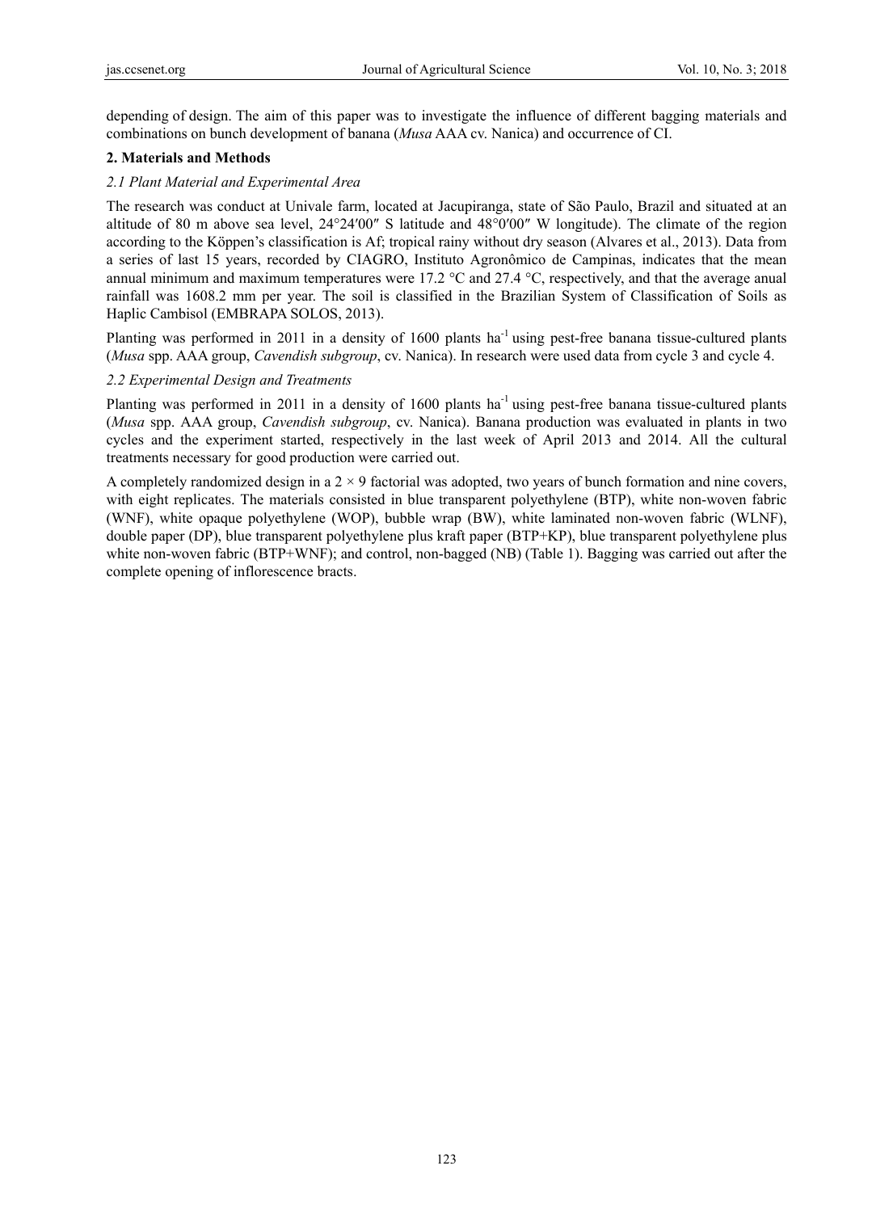depending of design. The aim of this paper was to investigate the influence of different bagging materials and combinations on bunch development of banana (*Musa* AAA cv. Nanica) and occurrence of CI.

## 2. Materials and Methods

### *2.1 Plant Material and Experimental Area*

The research was conduct at Univale farm, located at Jacupiranga, state of São Paulo, Brazil and situated at an altitude of 80 m above sea level, 24°24′00″ S latitude and 48°0′00″ W longitude). The climate of the region according to the Köppen's classification is Af; tropical rainy without dry season (Alvares et al., 2013). Data from a series of last 15 years, recorded by CIAGRO, Instituto Agronômico de Campinas, indicates that the mean annual minimum and maximum temperatures were 17.2 °C and 27.4 °C, respectively, and that the average anual rainfall was 1608.2 mm per year. The soil is classified in the Brazilian System of Classification of Soils as Haplic Cambisol (EMBRAPA SOLOS, 2013).

Planting was performed in 2011 in a density of 1600 plants ha$^{-1}$ using pest-free banana tissue-cultured plants (*Musa* spp. AAA group, *Cavendish subgroup*, cv. Nanica). In research were used data from cycle 3 and cycle 4.

### *2.2 Experimental Design and Treatments*

Planting was performed in 2011 in a density of 1600 plants ha$^{-1}$ using pest-free banana tissue-cultured plants (*Musa* spp. AAA group, *Cavendish subgroup*, cv. Nanica). Banana production was evaluated in plants in two cycles and the experiment started, respectively in the last week of April 2013 and 2014. All the cultural treatments necessary for good production were carried out.

A completely randomized design in a 2 × 9 factorial was adopted, two years of bunch formation and nine covers, with eight replicates. The materials consisted in blue transparent polyethylene (BTP), white non-woven fabric (WNF), white opaque polyethylene (WOP), bubble wrap (BW), white laminated non-woven fabric (WLNF), double paper (DP), blue transparent polyethylene plus kraft paper (BTP+KP), blue transparent polyethylene plus white non-woven fabric (BTP+WNF); and control, non-bagged (NB) (Table 1). Bagging was carried out after the complete opening of inflorescence bracts.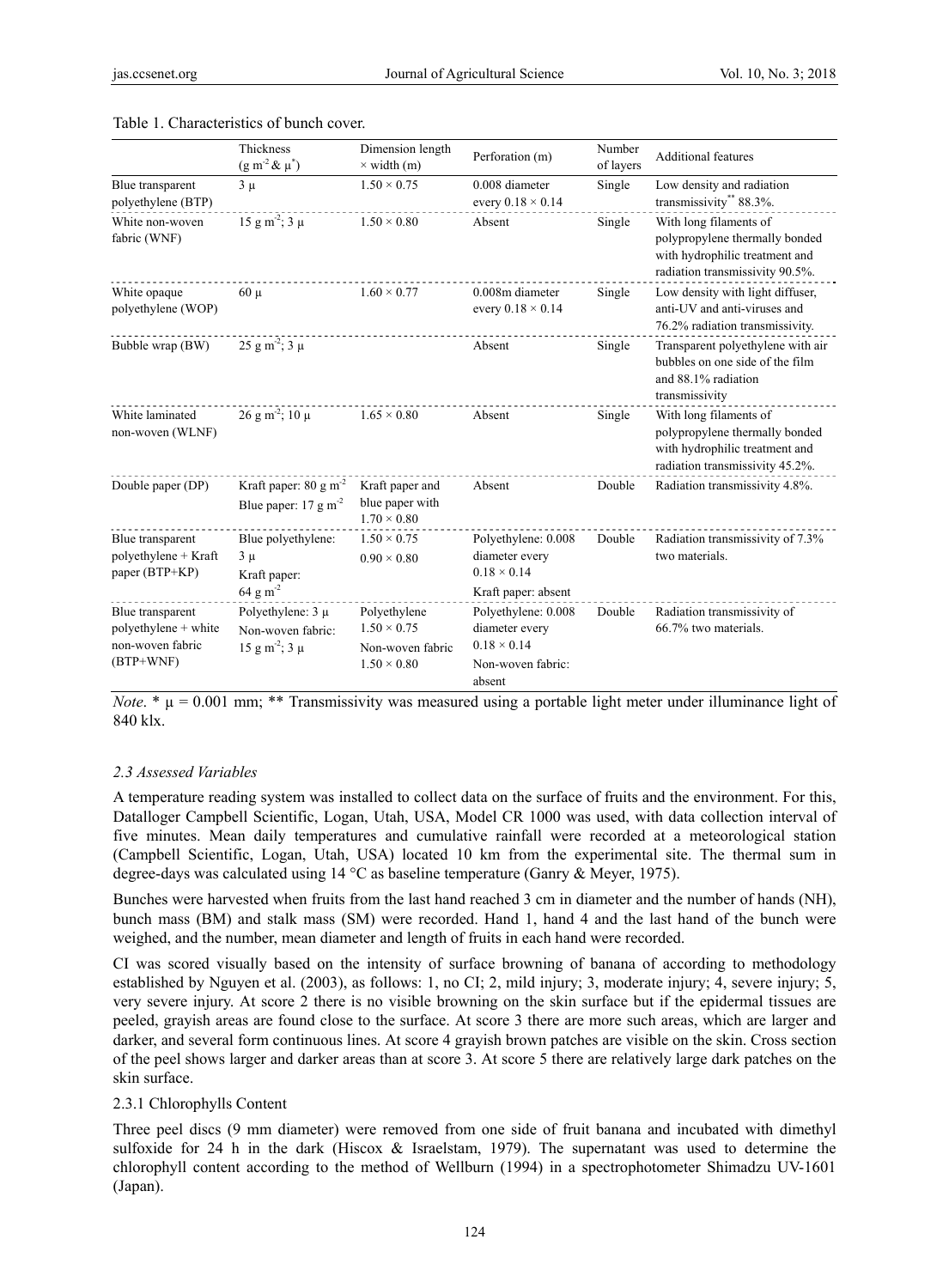Table 1. Characteristics of bunch cover.

| | Thickness ($g\ m^{-2}$ & $\mu^*$) | Dimension length × width (m) | Perforation (m) | Number of layers | Additional features |
|---|---|---|---|---|---|
| Blue transparent polyethylene (BTP) | 3 μ | 1.50 × 0.75 | 0.008 diameter every 0.18 × 0.14 | Single | Low density and radiation transmissivity** 88.3%. |
| White non-woven fabric (WNF) | 15 $g\ m^{-2}$; 3 μ | 1.50 × 0.80 | Absent | Single | With long filaments of polypropylene thermally bonded with hydrophilic treatment and radiation transmissivity 90.5%. |
| White opaque polyethylene (WOP) | 60 μ | 1.60 × 0.77 | 0.008m diameter every 0.18 × 0.14 | Single | Low density with light diffuser, anti-UV and anti-viruses and 76.2% radiation transmissivity. |
| Bubble wrap (BW) | 25 $g\ m^{-2}$; 3 μ | | Absent | Single | Transparent polyethylene with air bubbles on one side of the film and 88.1% radiation transmissivity |
| White laminated non-woven (WLNF) | 26 $g\ m^{-2}$; 10 μ | 1.65 × 0.80 | Absent | Single | With long filaments of polypropylene thermally bonded with hydrophilic treatment and radiation transmissivity 45.2%. |
| Double paper (DP) | Kraft paper: 80 $g\ m^{-2}$ Blue paper: 17 $g\ m^{-2}$ | Kraft paper and blue paper with 1.70 × 0.80 | Absent | Double | Radiation transmissivity 4.8%. |
| Blue transparent polyethylene + Kraft paper (BTP+KP) | Blue polyethylene: 3 μ Kraft paper: 64 $g\ m^{-2}$ | 1.50 × 0.75 0.90 × 0.80 | Polyethylene: 0.008 diameter every 0.18 × 0.14 Kraft paper: absent | Double | Radiation transmissivity of 7.3% two materials. |
| Blue transparent polyethylene + white non-woven fabric (BTP+WNF) | Polyethylene: 3 μ Non-woven fabric: 15 $g\ m^{-2}$; 3 μ | Polyethylene 1.50 × 0.75 Non-woven fabric 1.50 × 0.80 | Polyethylene: 0.008 diameter every 0.18 × 0.14 Non-woven fabric: absent | Double | Radiation transmissivity of 66.7% two materials. |

*Note*. * μ = 0.001 mm; ** Transmissivity was measured using a portable light meter under illuminance light of 840 klx.

### *2.3 Assessed Variables*

A temperature reading system was installed to collect data on the surface of fruits and the environment. For this, Datalloger Campbell Scientific, Logan, Utah, USA, Model CR 1000 was used, with data collection interval of five minutes. Mean daily temperatures and cumulative rainfall were recorded at a meteorological station (Campbell Scientific, Logan, Utah, USA) located 10 km from the experimental site. The thermal sum in degree-days was calculated using 14 °C as baseline temperature (Ganry & Meyer, 1975).

Bunches were harvested when fruits from the last hand reached 3 cm in diameter and the number of hands (NH), bunch mass (BM) and stalk mass (SM) were recorded. Hand 1, hand 4 and the last hand of the bunch were weighed, and the number, mean diameter and length of fruits in each hand were recorded.

CI was scored visually based on the intensity of surface browning of banana of according to methodology established by Nguyen et al. (2003), as follows: 1, no CI; 2, mild injury; 3, moderate injury; 4, severe injury; 5, very severe injury. At score 2 there is no visible browning on the skin surface but if the epidermal tissues are peeled, grayish areas are found close to the surface. At score 3 there are more such areas, which are larger and darker, and several form continuous lines. At score 4 grayish brown patches are visible on the skin. Cross section of the peel shows larger and darker areas than at score 3. At score 5 there are relatively large dark patches on the skin surface.

#### 2.3.1 Chlorophylls Content

Three peel discs (9 mm diameter) were removed from one side of fruit banana and incubated with dimethyl sulfoxide for 24 h in the dark (Hiscox & Israelstam, 1979). The supernatant was used to determine the chlorophyll content according to the method of Wellburn (1994) in a spectrophotometer Shimadzu UV-1601 (Japan).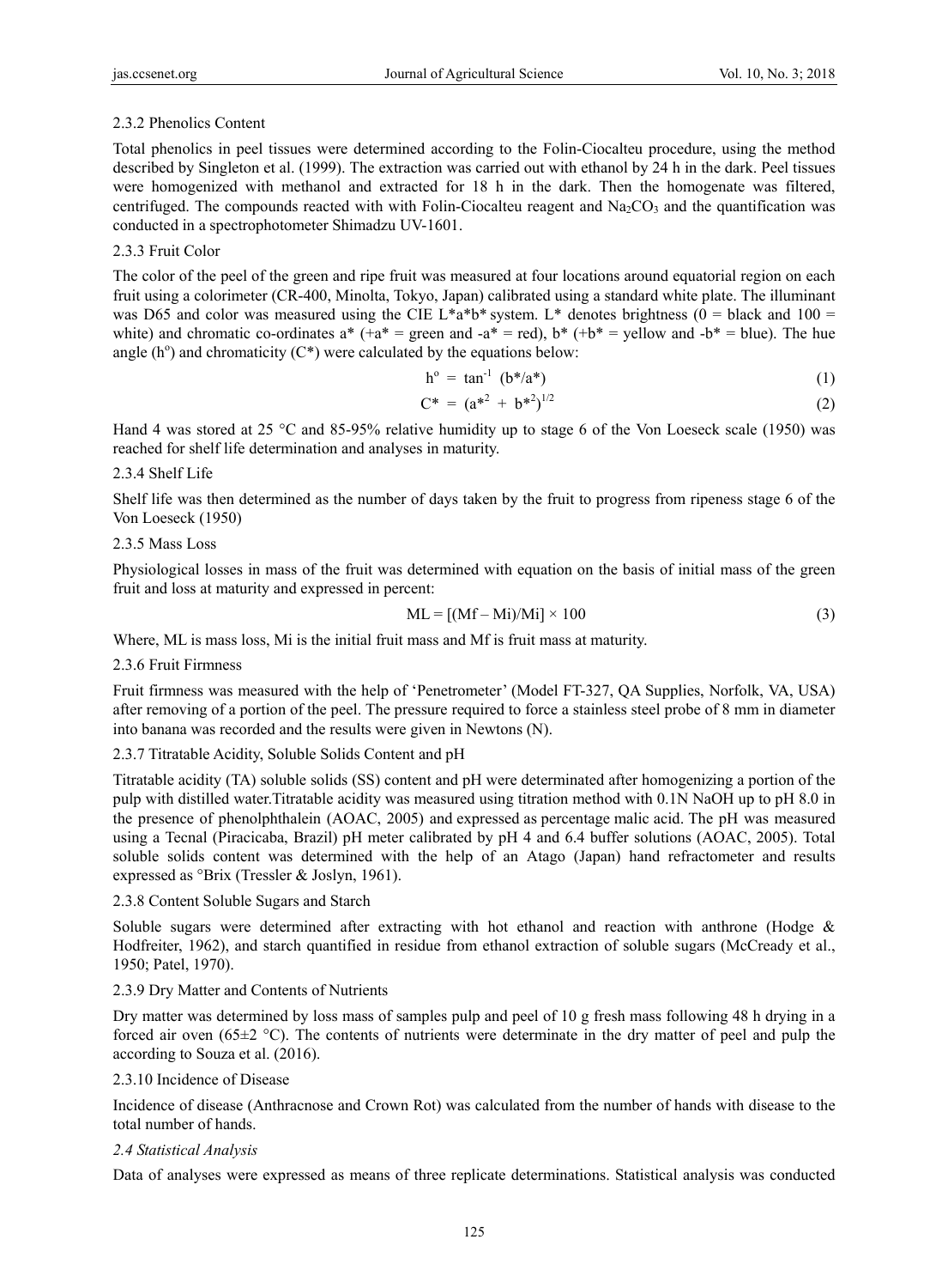#### 2.3.2 Phenolics Content

Total phenolics in peel tissues were determined according to the Folin-Ciocalteu procedure, using the method described by Singleton et al. (1999). The extraction was carried out with ethanol by 24 h in the dark. Peel tissues were homogenized with methanol and extracted for 18 h in the dark. Then the homogenate was filtered, centrifuged. The compounds reacted with with Folin-Ciocalteu reagent and $Na_2CO_3$ and the quantification was conducted in a spectrophotometer Shimadzu UV-1601.

#### 2.3.3 Fruit Color

The color of the peel of the green and ripe fruit was measured at four locations around equatorial region on each fruit using a colorimeter (CR-400, Minolta, Tokyo, Japan) calibrated using a standard white plate. The illuminant was D65 and color was measured using the CIE L*a*b* system. L* denotes brightness (0 = black and 100 = white) and chromatic co-ordinates a* (+a* = green and -a* = red), b* (+b* = yellow and -b* = blue). The hue angle ($h^o$) and chromaticity (C*) were calculated by the equations below:

$$h^o = \tan^{-1} (b^*/a^*) \quad (1)$$

$$C^* = (a^{*2} + b^{*2})^{1/2} \quad (2)$$

Hand 4 was stored at 25 °C and 85-95% relative humidity up to stage 6 of the Von Loeseck scale (1950) was reached for shelf life determination and analyses in maturity.

#### 2.3.4 Shelf Life

Shelf life was then determined as the number of days taken by the fruit to progress from ripeness stage 6 of the Von Loeseck (1950)

#### 2.3.5 Mass Loss

Physiological losses in mass of the fruit was determined with equation on the basis of initial mass of the green fruit and loss at maturity and expressed in percent:

$$ML = [(Mf - Mi)/Mi] \times 100 \quad (3)$$

Where, ML is mass loss, Mi is the initial fruit mass and Mf is fruit mass at maturity.

#### 2.3.6 Fruit Firmness

Fruit firmness was measured with the help of 'Penetrometer' (Model FT-327, QA Supplies, Norfolk, VA, USA) after removing of a portion of the peel. The pressure required to force a stainless steel probe of 8 mm in diameter into banana was recorded and the results were given in Newtons (N).

#### 2.3.7 Titratable Acidity, Soluble Solids Content and pH

Titratable acidity (TA) soluble solids (SS) content and pH were determinated after homogenizing a portion of the pulp with distilled water.Titratable acidity was measured using titration method with 0.1N NaOH up to pH 8.0 in the presence of phenolphthalein (AOAC, 2005) and expressed as percentage malic acid. The pH was measured using a Tecnal (Piracicaba, Brazil) pH meter calibrated by pH 4 and 6.4 buffer solutions (AOAC, 2005). Total soluble solids content was determined with the help of an Atago (Japan) hand refractometer and results expressed as °Brix (Tressler & Joslyn, 1961).

#### 2.3.8 Content Soluble Sugars and Starch

Soluble sugars were determined after extracting with hot ethanol and reaction with anthrone (Hodge & Hodfreiter, 1962), and starch quantified in residue from ethanol extraction of soluble sugars (McCready et al., 1950; Patel, 1970).

#### 2.3.9 Dry Matter and Contents of Nutrients

Dry matter was determined by loss mass of samples pulp and peel of 10 g fresh mass following 48 h drying in a forced air oven (65±2 °C). The contents of nutrients were determinate in the dry matter of peel and pulp the according to Souza et al. (2016).

#### 2.3.10 Incidence of Disease

Incidence of disease (Anthracnose and Crown Rot) was calculated from the number of hands with disease to the total number of hands.

### *2.4 Statistical Analysis*

Data of analyses were expressed as means of three replicate determinations. Statistical analysis was conducted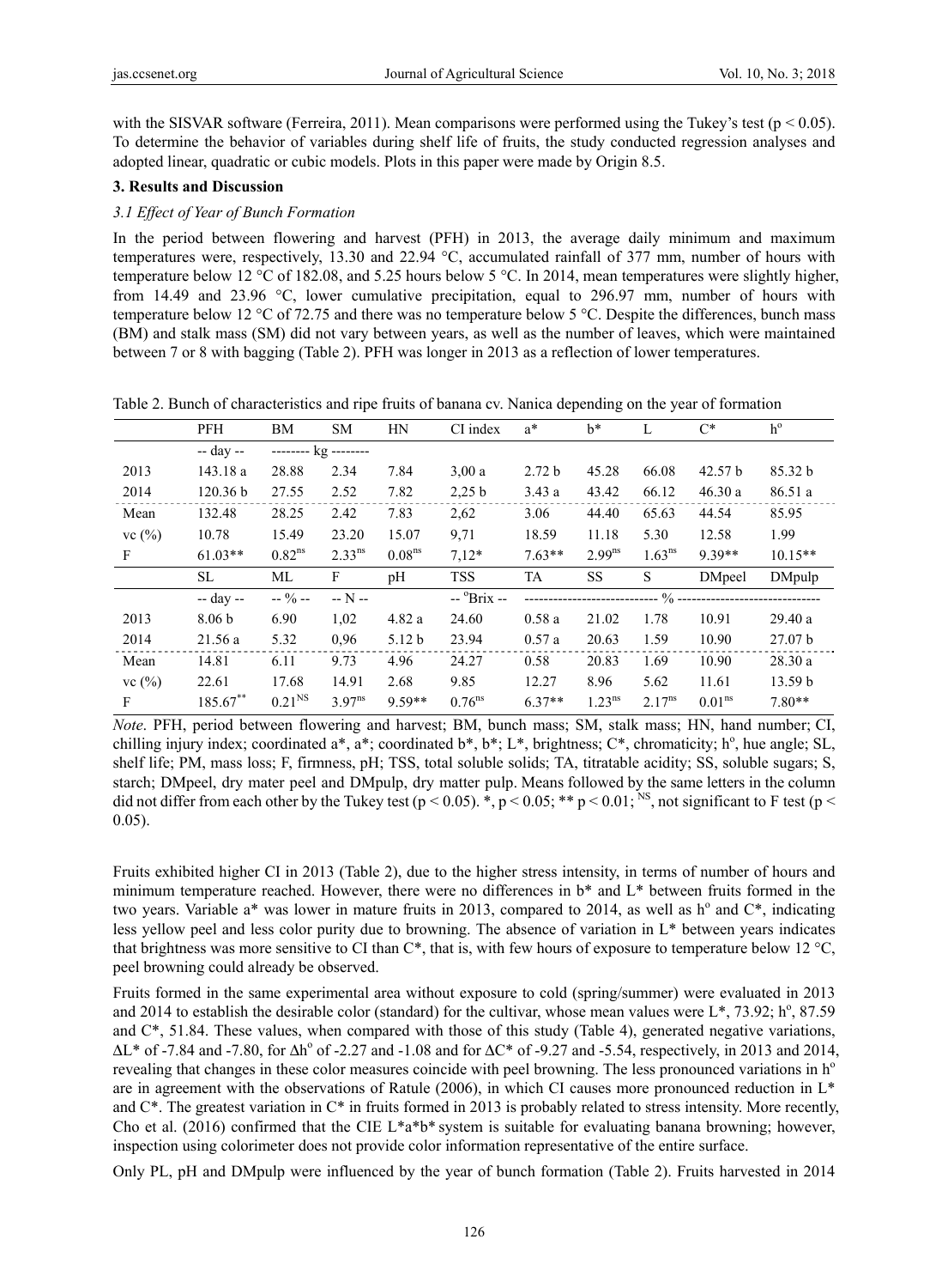with the SISVAR software (Ferreira, 2011). Mean comparisons were performed using the Tukey's test ($p < 0.05$). To determine the behavior of variables during shelf life of fruits, the study conducted regression analyses and adopted linear, quadratic or cubic models. Plots in this paper were made by Origin 8.5.

## 3. Results and Discussion

### 3.1 Effect of Year of Bunch Formation

In the period between flowering and harvest (PFH) in 2013, the average daily minimum and maximum temperatures were, respectively, 13.30 and 22.94 °C, accumulated rainfall of 377 mm, number of hours with temperature below 12 °C of 182.08, and 5.25 hours below 5 °C. In 2014, mean temperatures were slightly higher, from 14.49 and 23.96 °C, lower cumulative precipitation, equal to 296.97 mm, number of hours with temperature below 12 °C of 72.75 and there was no temperature below 5 °C. Despite the differences, bunch mass (BM) and stalk mass (SM) did not vary between years, as well as the number of leaves, which were maintained between 7 or 8 with bagging (Table 2). PFH was longer in 2013 as a reflection of lower temperatures.

Table 2. Bunch of characteristics and ripe fruits of banana cv. Nanica depending on the year of formation

| | PFH | BM | SM | HN | CI index | a* | b* | L | C* | h° |
|---|---|---|---|---|---|---|---|---|---|---|
| | -- day -- | -------- kg | -------- | | | | | | | |
| 2013 | 143.18 a | 28.88 | 2.34 | 7.84 | 3,00 a | 2.72 b | 45.28 | 66.08 | 42.57 b | 85.32 b |
| 2014 | 120.36 b | 27.55 | 2.52 | 7.82 | 2,25 b | 3.43 a | 43.42 | 66.12 | 46.30 a | 86.51 a |
| Mean | 132.48 | 28.25 | 2.42 | 7.83 | 2,62 | 3.06 | 44.40 | 65.63 | 44.54 | 85.95 |
| vc (%) | 10.78 | 15.49 | 23.20 | 15.07 | 9,71 | 18.59 | 11.18 | 5.30 | 12.58 | 1.99 |
| F | 61.03** | $0.82^{ns}$ | $2.33^{ns}$ | $0.08^{ns}$ | 7,12* | 7.63** | $2.99^{ns}$ | $1.63^{ns}$ | 9.39** | 10.15** |
| | SL | ML | F | pH | TSS | TA | SS | S | DMpeel | DMpulp |
| | -- day -- | -- % -- | -- N -- | | -- °Brix -- | ---------- | ---------- | % ---------- | ---------- | ---------- |
| 2013 | 8.06 b | 6.90 | 1,02 | 4.82 a | 24.60 | 0.58 a | 21.02 | 1.78 | 10.91 | 29.40 a |
| 2014 | 21.56 a | 5.32 | 0,96 | 5.12 b | 23.94 | 0.57 a | 20.63 | 1.59 | 10.90 | 27.07 b |
| Mean | 14.81 | 6.11 | 9.73 | 4.96 | 24.27 | 0.58 | 20.83 | 1.69 | 10.90 | 28.30 a |
| vc (%) | 22.61 | 17.68 | 14.91 | 2.68 | 9.85 | 12.27 | 8.96 | 5.62 | 11.61 | 13.59 b |
| F | $185.67^{**}$ | $0.21^{NS}$ | $3.97^{ns}$ | 9.59** | $0.76^{ns}$ | 6.37** | $1.23^{ns}$ | $2.17^{ns}$ | $0.01^{ns}$ | 7.80** |

*Note*. PFH, period between flowering and harvest; BM, bunch mass; SM, stalk mass; HN, hand number; CI, chilling injury index; coordinated a*, a*; coordinated b*, b*; L*, brightness; C*, chromaticity; h°, hue angle; SL, shelf life; PM, mass loss; F, firmness, pH; TSS, total soluble solids; TA, titratable acidity; SS, soluble sugars; S, starch; DMpeel, dry mater peel and DMpulp, dry matter pulp. Means followed by the same letters in the column did not differ from each other by the Tukey test ($p < 0.05$). *, $p < 0.05$; ** $p < 0.01$; NS, not significant to F test ($p < 0.05$).

Fruits exhibited higher CI in 2013 (Table 2), due to the higher stress intensity, in terms of number of hours and minimum temperature reached. However, there were no differences in b* and L* between fruits formed in the two years. Variable a* was lower in mature fruits in 2013, compared to 2014, as well as h° and C*, indicating less yellow peel and less color purity due to browning. The absence of variation in L* between years indicates that brightness was more sensitive to CI than C*, that is, with few hours of exposure to temperature below 12 °C, peel browning could already be observed.

Fruits formed in the same experimental area without exposure to cold (spring/summer) were evaluated in 2013 and 2014 to establish the desirable color (standard) for the cultivar, whose mean values were L*, 73.92; h°, 87.59 and C*, 51.84. These values, when compared with those of this study (Table 4), generated negative variations, ΔL* of -7.84 and -7.80, for Δh° of -2.27 and -1.08 and for ΔC* of -9.27 and -5.54, respectively, in 2013 and 2014, revealing that changes in these color measures coincide with peel browning. The less pronounced variations in h° are in agreement with the observations of Ratule (2006), in which CI causes more pronounced reduction in L* and C*. The greatest variation in C* in fruits formed in 2013 is probably related to stress intensity. More recently, Cho et al. (2016) confirmed that the CIE L*a*b* system is suitable for evaluating banana browning; however, inspection using colorimeter does not provide color information representative of the entire surface.

Only PL, pH and DMpulp were influenced by the year of bunch formation (Table 2). Fruits harvested in 2014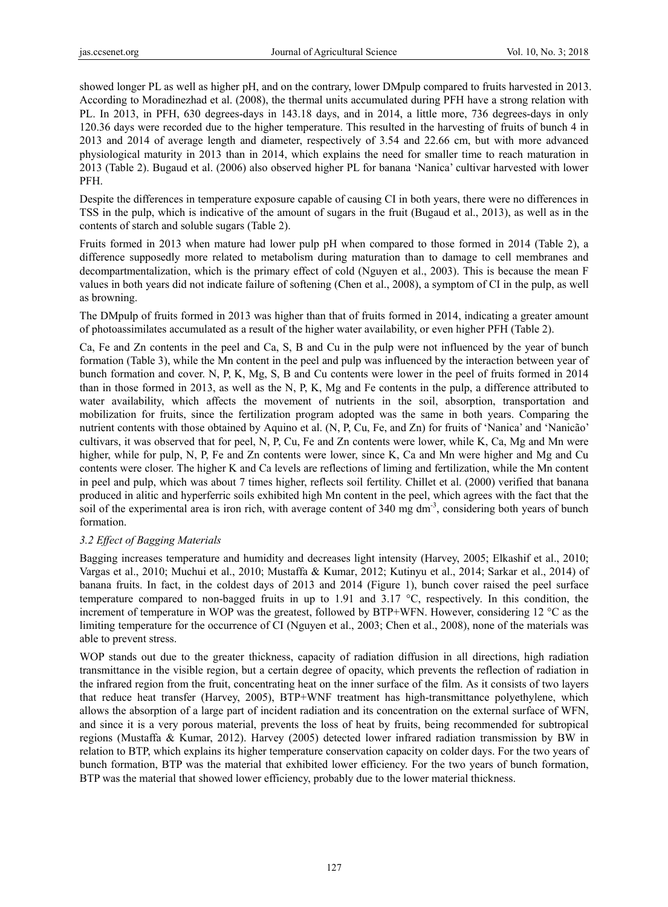showed longer PL as well as higher pH, and on the contrary, lower DMpulp compared to fruits harvested in 2013. According to Moradinezhad et al. (2008), the thermal units accumulated during PFH have a strong relation with PL. In 2013, in PFH, 630 degrees-days in 143.18 days, and in 2014, a little more, 736 degrees-days in only 120.36 days were recorded due to the higher temperature. This resulted in the harvesting of fruits of bunch 4 in 2013 and 2014 of average length and diameter, respectively of 3.54 and 22.66 cm, but with more advanced physiological maturity in 2013 than in 2014, which explains the need for smaller time to reach maturation in 2013 (Table 2). Bugaud et al. (2006) also observed higher PL for banana 'Nanica' cultivar harvested with lower PFH.

Despite the differences in temperature exposure capable of causing CI in both years, there were no differences in TSS in the pulp, which is indicative of the amount of sugars in the fruit (Bugaud et al., 2013), as well as in the contents of starch and soluble sugars (Table 2).

Fruits formed in 2013 when mature had lower pulp pH when compared to those formed in 2014 (Table 2), a difference supposedly more related to metabolism during maturation than to damage to cell membranes and decompartmentalization, which is the primary effect of cold (Nguyen et al., 2003). This is because the mean F values in both years did not indicate failure of softening (Chen et al., 2008), a symptom of CI in the pulp, as well as browning.

The DMpulp of fruits formed in 2013 was higher than that of fruits formed in 2014, indicating a greater amount of photoassimilates accumulated as a result of the higher water availability, or even higher PFH (Table 2).

Ca, Fe and Zn contents in the peel and Ca, S, B and Cu in the pulp were not influenced by the year of bunch formation (Table 3), while the Mn content in the peel and pulp was influenced by the interaction between year of bunch formation and cover. N, P, K, Mg, S, B and Cu contents were lower in the peel of fruits formed in 2014 than in those formed in 2013, as well as the N, P, K, Mg and Fe contents in the pulp, a difference attributed to water availability, which affects the movement of nutrients in the soil, absorption, transportation and mobilization for fruits, since the fertilization program adopted was the same in both years. Comparing the nutrient contents with those obtained by Aquino et al. (N, P, Cu, Fe, and Zn) for fruits of 'Nanica' and 'Nanicão' cultivars, it was observed that for peel, N, P, Cu, Fe and Zn contents were lower, while K, Ca, Mg and Mn were higher, while for pulp, N, P, Fe and Zn contents were lower, since K, Ca and Mn were higher and Mg and Cu contents were closer. The higher K and Ca levels are reflections of liming and fertilization, while the Mn content in peel and pulp, which was about 7 times higher, reflects soil fertility. Chillet et al. (2000) verified that banana produced in alitic and hyperferric soils exhibited high Mn content in the peel, which agrees with the fact that the soil of the experimental area is iron rich, with average content of 340 mg $dm^{-3}$, considering both years of bunch formation.

### *3.2 Effect of Bagging Materials*

Bagging increases temperature and humidity and decreases light intensity (Harvey, 2005; Elkashif et al., 2010; Vargas et al., 2010; Muchui et al., 2010; Mustaffa & Kumar, 2012; Kutinyu et al., 2014; Sarkar et al., 2014) of banana fruits. In fact, in the coldest days of 2013 and 2014 (Figure 1), bunch cover raised the peel surface temperature compared to non-bagged fruits in up to 1.91 and 3.17 °C, respectively. In this condition, the increment of temperature in WOP was the greatest, followed by BTP+WFN. However, considering 12 °C as the limiting temperature for the occurrence of CI (Nguyen et al., 2003; Chen et al., 2008), none of the materials was able to prevent stress.

WOP stands out due to the greater thickness, capacity of radiation diffusion in all directions, high radiation transmittance in the visible region, but a certain degree of opacity, which prevents the reflection of radiation in the infrared region from the fruit, concentrating heat on the inner surface of the film. As it consists of two layers that reduce heat transfer (Harvey, 2005), BTP+WNF treatment has high-transmittance polyethylene, which allows the absorption of a large part of incident radiation and its concentration on the external surface of WFN, and since it is a very porous material, prevents the loss of heat by fruits, being recommended for subtropical regions (Mustaffa & Kumar, 2012). Harvey (2005) detected lower infrared radiation transmission by BW in relation to BTP, which explains its higher temperature conservation capacity on colder days. For the two years of bunch formation, BTP was the material that exhibited lower efficiency. For the two years of bunch formation, BTP was the material that showed lower efficiency, probably due to the lower material thickness.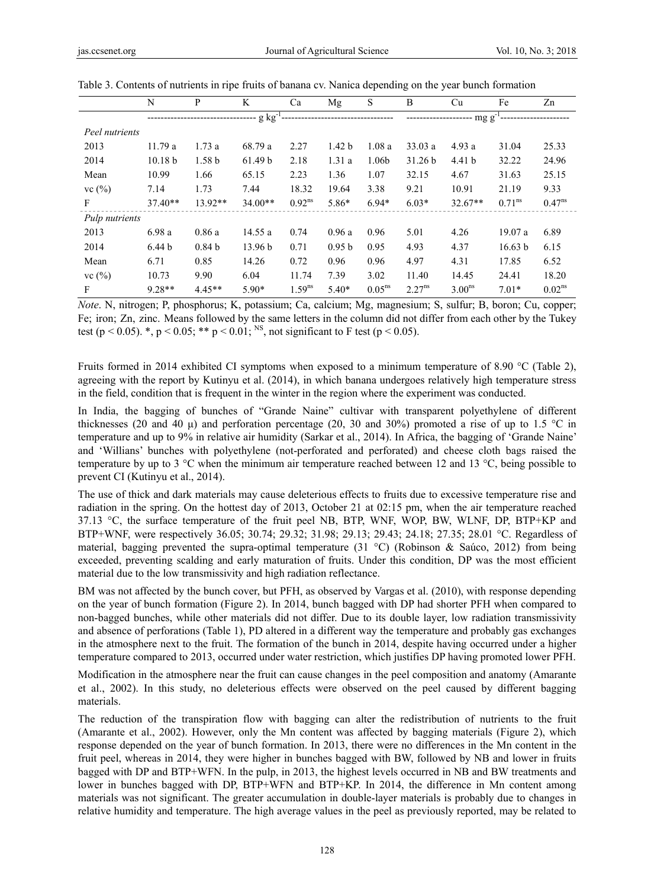Table 3. Contents of nutrients in ripe fruits of banana cv. Nanica depending on the year bunch formation

| | N | P | K | Ca | Mg | S | B | Cu | Fe | Zn |
|---|---|---|---|---|---|---|---|---|---|---|
| | $g\ kg^{-1}$ | | | | | | $mg\ g^{-1}$ | | | |
| *Peel nutrients* | | | | | | | | | | |
| 2013 | 11.79 a | 1.73 a | 68.79 a | 2.27 | 1.42 b | 1.08 a | 33.03 a | 4.93 a | 31.04 | 25.33 |
| 2014 | 10.18 b | 1.58 b | 61.49 b | 2.18 | 1.31 a | 1.06b | 31.26 b | 4.41 b | 32.22 | 24.96 |
| Mean | 10.99 | 1.66 | 65.15 | 2.23 | 1.36 | 1.07 | 32.15 | 4.67 | 31.63 | 25.15 |
| vc (%) | 7.14 | 1.73 | 7.44 | 18.32 | 19.64 | 3.38 | 9.21 | 10.91 | 21.19 | 9.33 |
| F | 37.40** | 13.92** | 34.00** | $0.92^{ns}$ | 5.86* | 6.94* | 6.03* | 32.67** | $0.71^{ns}$ | $0.47^{ns}$ |
| *Pulp nutrients* | | | | | | | | | | |
| 2013 | 6.98 a | 0.86 a | 14.55 a | 0.74 | 0.96 a | 0.96 | 5.01 | 4.26 | 19.07 a | 6.89 |
| 2014 | 6.44 b | 0.84 b | 13.96 b | 0.71 | 0.95 b | 0.95 | 4.93 | 4.37 | 16.63 b | 6.15 |
| Mean | 6.71 | 0.85 | 14.26 | 0.72 | 0.96 | 0.96 | 4.97 | 4.31 | 17.85 | 6.52 |
| vc (%) | 10.73 | 9.90 | 6.04 | 11.74 | 7.39 | 3.02 | 11.40 | 14.45 | 24.41 | 18.20 |
| F | 9.28** | 4.45** | 5.90* | $1.59^{ns}$ | 5.40* | $0.05^{ns}$ | $2.27^{ns}$ | $3.00^{ns}$ | 7.01* | $0.02^{ns}$ |

*Note.* N, nitrogen; P, phosphorus; K, potassium; Ca, calcium; Mg, magnesium; S, sulfur; B, boron; Cu, copper; Fe; iron; Zn, zinc. Means followed by the same letters in the column did not differ from each other by the Tukey test ($p < 0.05$). *, $p < 0.05$; ** $p < 0.01$; $^{NS}$, not significant to F test ($p < 0.05$).

Fruits formed in 2014 exhibited CI symptoms when exposed to a minimum temperature of 8.90 °C (Table 2), agreeing with the report by Kutinyu et al. (2014), in which banana undergoes relatively high temperature stress in the field, condition that is frequent in the winter in the region where the experiment was conducted.

In India, the bagging of bunches of "Grande Naine" cultivar with transparent polyethylene of different thicknesses (20 and 40 μ) and perforation percentage (20, 30 and 30%) promoted a rise of up to 1.5 °C in temperature and up to 9% in relative air humidity (Sarkar et al., 2014). In Africa, the bagging of 'Grande Naine' and 'Willians' bunches with polyethylene (not-perforated and perforated) and cheese cloth bags raised the temperature by up to 3 °C when the minimum air temperature reached between 12 and 13 °C, being possible to prevent CI (Kutinyu et al., 2014).

The use of thick and dark materials may cause deleterious effects to fruits due to excessive temperature rise and radiation in the spring. On the hottest day of 2013, October 21 at 02:15 pm, when the air temperature reached 37.13 °C, the surface temperature of the fruit peel NB, BTP, WNF, WOP, BW, WLNF, DP, BTP+KP and BTP+WNF, were respectively 36.05; 30.74; 29.32; 31.98; 29.13; 29.43; 24.18; 27.35; 28.01 °C. Regardless of material, bagging prevented the supra-optimal temperature (31 °C) (Robinson & Saúco, 2012) from being exceeded, preventing scalding and early maturation of fruits. Under this condition, DP was the most efficient material due to the low transmissivity and high radiation reflectance.

BM was not affected by the bunch cover, but PFH, as observed by Vargas et al. (2010), with response depending on the year of bunch formation (Figure 2). In 2014, bunch bagged with DP had shorter PFH when compared to non-bagged bunches, while other materials did not differ. Due to its double layer, low radiation transmissivity and absence of perforations (Table 1), PD altered in a different way the temperature and probably gas exchanges in the atmosphere next to the fruit. The formation of the bunch in 2014, despite having occurred under a higher temperature compared to 2013, occurred under water restriction, which justifies DP having promoted lower PFH.

Modification in the atmosphere near the fruit can cause changes in the peel composition and anatomy (Amarante et al., 2002). In this study, no deleterious effects were observed on the peel caused by different bagging materials.

The reduction of the transpiration flow with bagging can alter the redistribution of nutrients to the fruit (Amarante et al., 2002). However, only the Mn content was affected by bagging materials (Figure 2), which response depended on the year of bunch formation. In 2013, there were no differences in the Mn content in the fruit peel, whereas in 2014, they were higher in bunches bagged with BW, followed by NB and lower in fruits bagged with DP and BTP+WFN. In the pulp, in 2013, the highest levels occurred in NB and BW treatments and lower in bunches bagged with DP, BTP+WFN and BTP+KP. In 2014, the difference in Mn content among materials was not significant. The greater accumulation in double-layer materials is probably due to changes in relative humidity and temperature. The high average values in the peel as previously reported, may be related to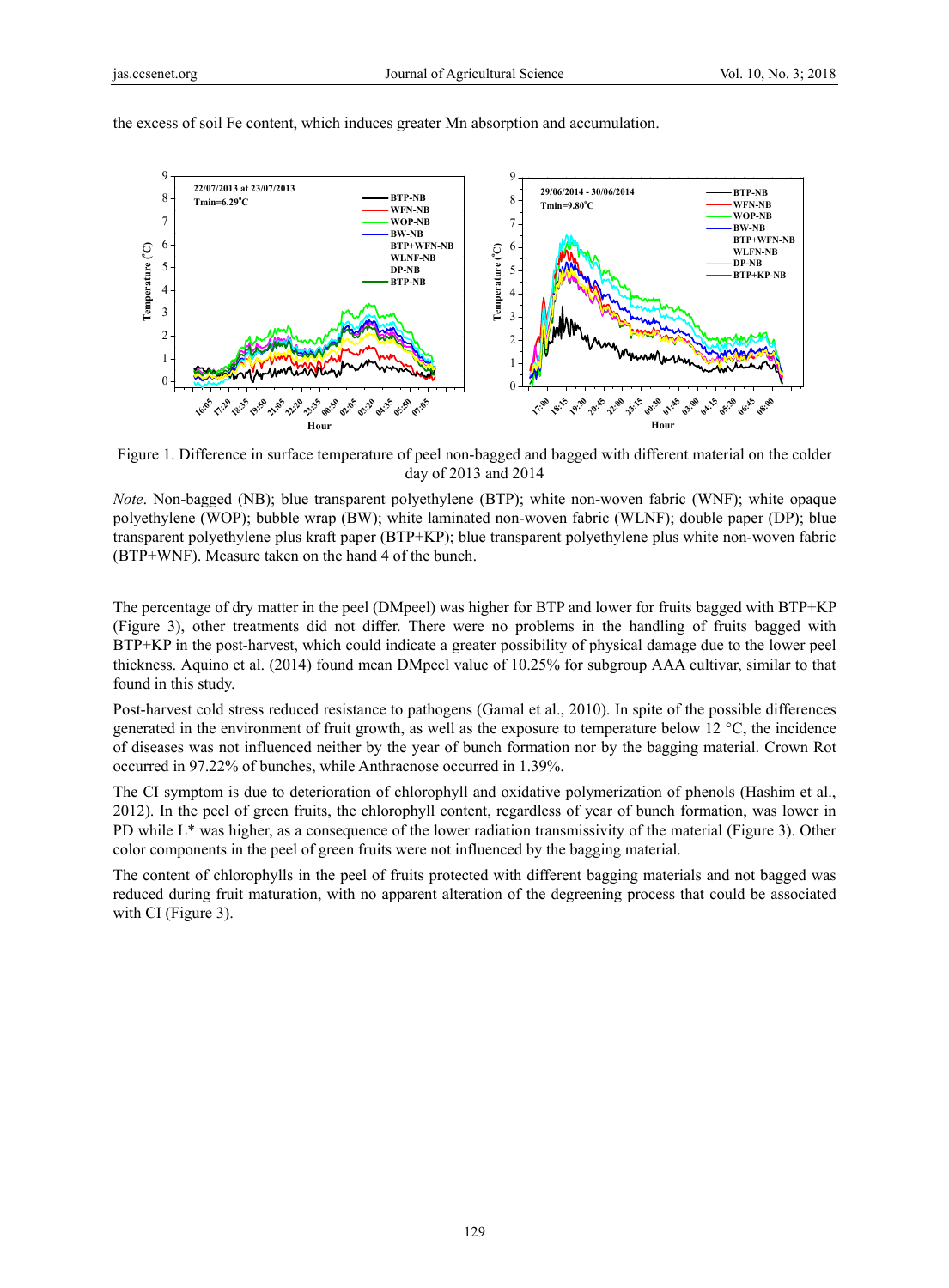the excess of soil Fe content, which induces greater Mn absorption and accumulation.

Figure 1. Difference in surface temperature of peel non-bagged and bagged with different material on the colder day of 2013 and 2014

*Note*. Non-bagged (NB); blue transparent polyethylene (BTP); white non-woven fabric (WNF); white opaque polyethylene (WOP); bubble wrap (BW); white laminated non-woven fabric (WLNF); double paper (DP); blue transparent polyethylene plus kraft paper (BTP+KP); blue transparent polyethylene plus white non-woven fabric (BTP+WNF). Measure taken on the hand 4 of the bunch.

The percentage of dry matter in the peel (DMpeel) was higher for BTP and lower for fruits bagged with BTP+KP (Figure 3), other treatments did not differ. There were no problems in the handling of fruits bagged with BTP+KP in the post-harvest, which could indicate a greater possibility of physical damage due to the lower peel thickness. Aquino et al. (2014) found mean DMpeel value of 10.25% for subgroup AAA cultivar, similar to that found in this study.

Post-harvest cold stress reduced resistance to pathogens (Gamal et al., 2010). In spite of the possible differences generated in the environment of fruit growth, as well as the exposure to temperature below 12 °C, the incidence of diseases was not influenced neither by the year of bunch formation nor by the bagging material. Crown Rot occurred in 97.22% of bunches, while Anthracnose occurred in 1.39%.

The CI symptom is due to deterioration of chlorophyll and oxidative polymerization of phenols (Hashim et al., 2012). In the peel of green fruits, the chlorophyll content, regardless of year of bunch formation, was lower in PD while L* was higher, as a consequence of the lower radiation transmissivity of the material (Figure 3). Other color components in the peel of green fruits were not influenced by the bagging material.

The content of chlorophylls in the peel of fruits protected with different bagging materials and not bagged was reduced during fruit maturation, with no apparent alteration of the degreening process that could be associated with CI (Figure 3).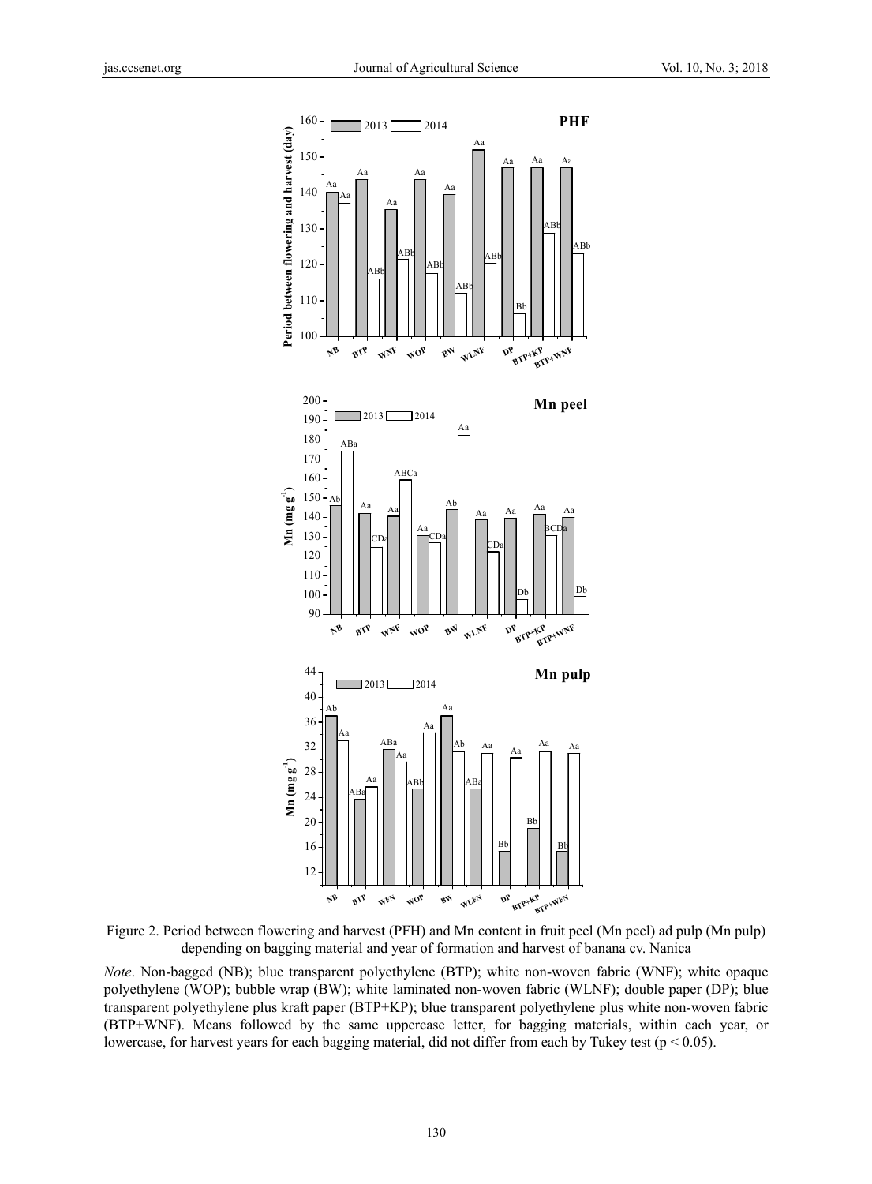Figure 2. Period between flowering and harvest (PFH) and Mn content in fruit peel (Mn peel) ad pulp (Mn pulp) depending on bagging material and year of formation and harvest of banana cv. Nanica

*Note*. Non-bagged (NB); blue transparent polyethylene (BTP); white non-woven fabric (WNF); white opaque polyethylene (WOP); bubble wrap (BW); white laminated non-woven fabric (WLNF); double paper (DP); blue transparent polyethylene plus kraft paper (BTP+KP); blue transparent polyethylene plus white non-woven fabric (BTP+WNF). Means followed by the same uppercase letter, for bagging materials, within each year, or lowercase, for harvest years for each bagging material, did not differ from each by Tukey test ($p < 0.05$).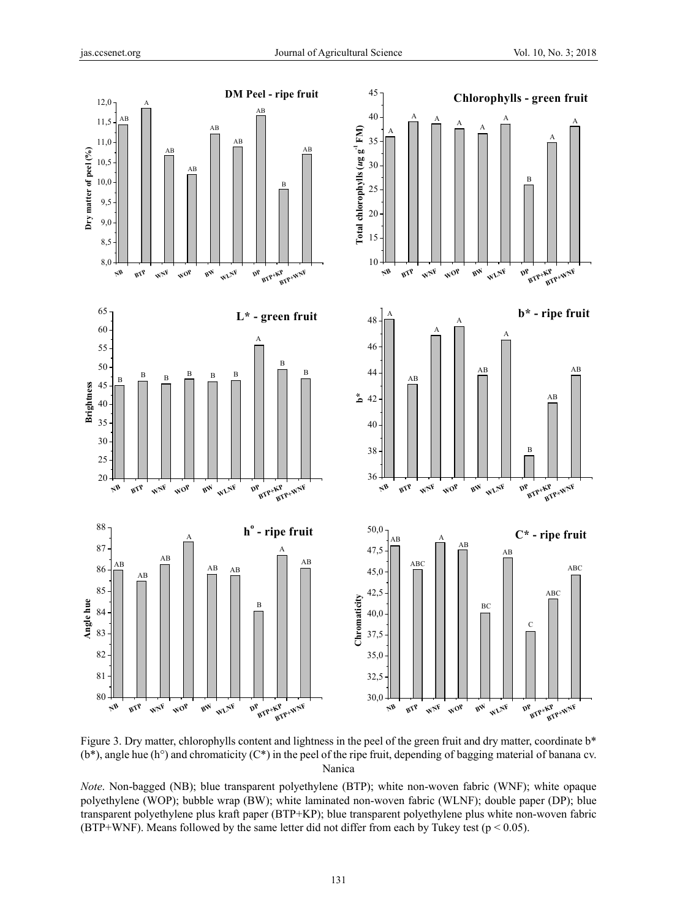Figure 3. Dry matter, chlorophylls content and lightness in the peel of the green fruit and dry matter, coordinate b* (b*), angle hue (h°) and chromaticity (C*) in the peel of the ripe fruit, depending of bagging material of banana cv. Nanica

*Note*. Non-bagged (NB); blue transparent polyethylene (BTP); white non-woven fabric (WNF); white opaque polyethylene (WOP); bubble wrap (BW); white laminated non-woven fabric (WLNF); double paper (DP); blue transparent polyethylene plus kraft paper (BTP+KP); blue transparent polyethylene plus white non-woven fabric (BTP+WNF). Means followed by the same letter did not differ from each by Tukey test ($p < 0.05$).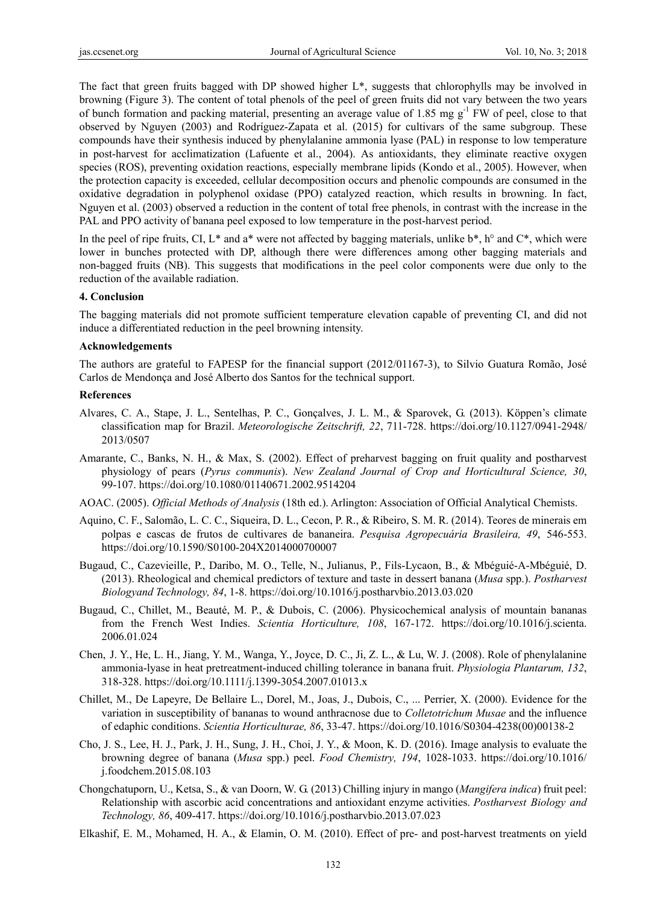The fact that green fruits bagged with DP showed higher L*, suggests that chlorophylls may be involved in browning (Figure 3). The content of total phenols of the peel of green fruits did not vary between the two years of bunch formation and packing material, presenting an average value of 1.85 mg $g^{-1}$ FW of peel, close to that observed by Nguyen (2003) and Rodríguez-Zapata et al. (2015) for cultivars of the same subgroup. These compounds have their synthesis induced by phenylalanine ammonia lyase (PAL) in response to low temperature in post-harvest for acclimatization (Lafuente et al., 2004). As antioxidants, they eliminate reactive oxygen species (ROS), preventing oxidation reactions, especially membrane lipids (Kondo et al., 2005). However, when the protection capacity is exceeded, cellular decomposition occurs and phenolic compounds are consumed in the oxidative degradation in polyphenol oxidase (PPO) catalyzed reaction, which results in browning. In fact, Nguyen et al. (2003) observed a reduction in the content of total free phenols, in contrast with the increase in the PAL and PPO activity of banana peel exposed to low temperature in the post-harvest period.

In the peel of ripe fruits, CI, L* and a* were not affected by bagging materials, unlike b*, h° and C*, which were lower in bunches protected with DP, although there were differences among other bagging materials and non-bagged fruits (NB). This suggests that modifications in the peel color components were due only to the reduction of the available radiation.

### 4. Conclusion

The bagging materials did not promote sufficient temperature elevation capable of preventing CI, and did not induce a differentiated reduction in the peel browning intensity.

### Acknowledgements

The authors are grateful to FAPESP for the financial support (2012/01167-3), to Silvio Guatura Romão, José Carlos de Mendonça and José Alberto dos Santos for the technical support.

### References

Alvares, C. A., Stape, J. L., Sentelhas, P. C., Gonçalves, J. L. M., & Sparovek, G. (2013). Köppen's climate classification map for Brazil. *Meteorologische Zeitschrift, 22*, 711-728. https://doi.org/10.1127/0941-2948/2013/0507

Amarante, C., Banks, N. H., & Max, S. (2002). Effect of preharvest bagging on fruit quality and postharvest physiology of pears (*Pyrus communis*). *New Zealand Journal of Crop and Horticultural Science, 30*, 99-107. https://doi.org/10.1080/01140671.2002.9514204

AOAC. (2005). *Official Methods of Analysis* (18th ed.). Arlington: Association of Official Analytical Chemists.

Aquino, C. F., Salomão, L. C. C., Siqueira, D. L., Cecon, P. R., & Ribeiro, S. M. R. (2014). Teores de minerais em polpas e cascas de frutos de cultivares de bananeira. *Pesquisa Agropecuária Brasileira, 49*, 546-553. https://doi.org/10.1590/S0100-204X2014000700007

Bugaud, C., Cazevieille, P., Daribo, M. O., Telle, N., Julianus, P., Fils-Lycaon, B., & Mbéguié-A-Mbéguié, D. (2013). Rheological and chemical predictors of texture and taste in dessert banana (*Musa* spp.). *Postharvest Biologyand Technology, 84*, 1-8. https://doi.org/10.1016/j.postharvbio.2013.03.020

Bugaud, C., Chillet, M., Beauté, M. P., & Dubois, C. (2006). Physicochemical analysis of mountain bananas from the French West Indies. *Scientia Horticulture, 108*, 167-172. https://doi.org/10.1016/j.scienta.2006.01.024

Chen, J. Y., He, L. H., Jiang, Y. M., Wanga, Y., Joyce, D. C., Ji, Z. L., & Lu, W. J. (2008). Role of phenylalanine ammonia-lyase in heat pretreatment-induced chilling tolerance in banana fruit. *Physiologia Plantarum, 132*, 318-328. https://doi.org/10.1111/j.1399-3054.2007.01013.x

Chillet, M., De Lapeyre, De Bellaire L., Dorel, M., Joas, J., Dubois, C., ... Perrier, X. (2000). Evidence for the variation in susceptibility of bananas to wound anthracnose due to *Colletotrichum Musae* and the influence of edaphic conditions. *Scientia Horticulturae, 86*, 33-47. https://doi.org/10.1016/S0304-4238(00)00138-2

Cho, J. S., Lee, H. J., Park, J. H., Sung, J. H., Choi, J. Y., & Moon, K. D. (2016). Image analysis to evaluate the browning degree of banana (*Musa* spp.) peel. *Food Chemistry, 194*, 1028-1033. https://doi.org/10.1016/j.foodchem.2015.08.103

Chongchatuporn, U., Ketsa, S., & van Doorn, W. G. (2013) Chilling injury in mango (*Mangifera indica*) fruit peel: Relationship with ascorbic acid concentrations and antioxidant enzyme activities. *Postharvest Biology and Technology, 86*, 409-417. https://doi.org/10.1016/j.postharvbio.2013.07.023

Elkashif, E. M., Mohamed, H. A., & Elamin, O. M. (2010). Effect of pre- and post-harvest treatments on yield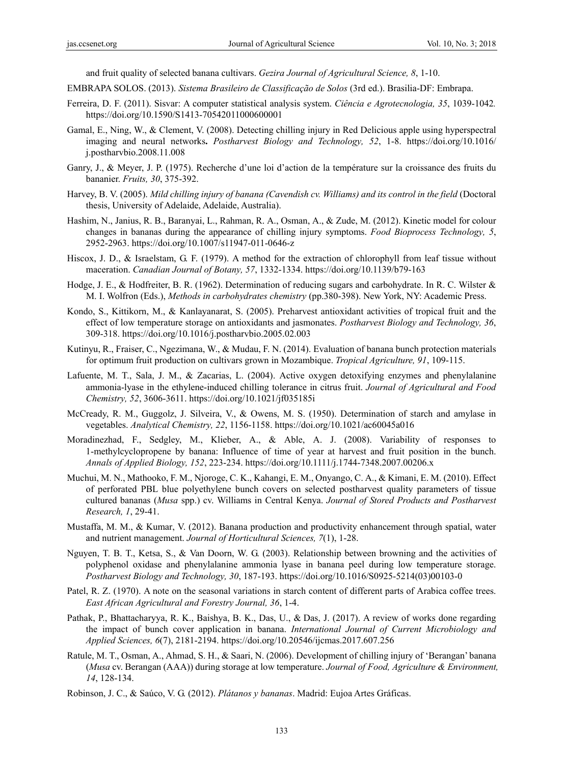and fruit quality of selected banana cultivars. *Gezira Journal of Agricultural Science, 8*, 1-10.

EMBRAPA SOLOS. (2013). *Sistema Brasileiro de Classificação de Solos* (3rd ed.). Brasilia-DF: Embrapa.

Ferreira, D. F. (2011). Sisvar: A computer statistical analysis system. *Ciência e Agrotecnologia, 35*, 1039-1042. https://doi.org/10.1590/S1413-70542011000600001

Gamal, E., Ning, W., & Clement, V. (2008). Detecting chilling injury in Red Delicious apple using hyperspectral imaging and neural networks**.** *Postharvest Biology and Technology, 52*, 1-8. https://doi.org/10.1016/j.postharvbio.2008.11.008

Ganry, J., & Meyer, J. P. (1975). Recherche d'une loi d'action de la température sur la croissance des fruits du bananier. *Fruits, 30*, 375-392.

Harvey, B. V. (2005). *Mild chilling injury of banana (Cavendish cv. Williams) and its control in the field* (Doctoral thesis, University of Adelaide, Adelaide, Australia).

Hashim, N., Janius, R. B., Baranyai, L., Rahman, R. A., Osman, A., & Zude, M. (2012). Kinetic model for colour changes in bananas during the appearance of chilling injury symptoms. *Food Bioprocess Technology, 5*, 2952-2963. https://doi.org/10.1007/s11947-011-0646-z

Hiscox, J. D., & Israelstam, G. F. (1979). A method for the extraction of chlorophyll from leaf tissue without maceration. *Canadian Journal of Botany, 57*, 1332-1334. https://doi.org/10.1139/b79-163

Hodge, J. E., & Hodfreiter, B. R. (1962). Determination of reducing sugars and carbohydrate. In R. C. Wilster & M. I. Wolfron (Eds.), *Methods in carbohydrates chemistry* (pp.380-398). New York, NY: Academic Press.

Kondo, S., Kittikorn, M., & Kanlayanarat, S. (2005). Preharvest antioxidant activities of tropical fruit and the effect of low temperature storage on antioxidants and jasmonates. *Postharvest Biology and Technology, 36*, 309-318. https://doi.org/10.1016/j.postharvbio.2005.02.003

Kutinyu, R., Fraiser, C., Ngezimana, W., & Mudau, F. N. (2014). Evaluation of banana bunch protection materials for optimum fruit production on cultivars grown in Mozambique. *Tropical Agriculture, 91*, 109-115.

Lafuente, M. T., Sala, J. M., & Zacarias, L. (2004). Active oxygen detoxifying enzymes and phenylalanine ammonia-lyase in the ethylene-induced chilling tolerance in citrus fruit. *Journal of Agricultural and Food Chemistry, 52*, 3606-3611. https://doi.org/10.1021/jf035185i

McCready, R. M., Guggolz, J. Silveira, V., & Owens, M. S. (1950). Determination of starch and amylase in vegetables. *Analytical Chemistry, 22*, 1156-1158. https://doi.org/10.1021/ac60045a016

Moradinezhad, F., Sedgley, M., Klieber, A., & Able, A. J. (2008). Variability of responses to 1-methylcyclopropene by banana: Influence of time of year at harvest and fruit position in the bunch. *Annals of Applied Biology, 152*, 223-234. https://doi.org/10.1111/j.1744-7348.2007.00206.x

Muchui, M. N., Mathooko, F. M., Njoroge, C. K., Kahangi, E. M., Onyango, C. A., & Kimani, E. M. (2010). Effect of perforated PBL blue polyethylene bunch covers on selected postharvest quality parameters of tissue cultured bananas (*Musa* spp.) cv. Williams in Central Kenya. *Journal of Stored Products and Postharvest Research, 1*, 29-41.

Mustaffa, M. M., & Kumar, V. (2012). Banana production and productivity enhancement through spatial, water and nutrient management. *Journal of Horticultural Sciences, 7*(1), 1-28.

Nguyen, T. B. T., Ketsa, S., & Van Doorn, W. G. (2003). Relationship between browning and the activities of polyphenol oxidase and phenylalanine ammonia lyase in banana peel during low temperature storage. *Postharvest Biology and Technology, 30*, 187-193. https://doi.org/10.1016/S0925-5214(03)00103-0

Patel, R. Z. (1970). A note on the seasonal variations in starch content of different parts of Arabica coffee trees. *East African Agricultural and Forestry Journal, 36*, 1-4.

Pathak, P., Bhattacharyya, R. K., Baishya, B. K., Das, U., & Das, J. (2017). A review of works done regarding the impact of bunch cover application in banana. *International Journal of Current Microbiology and Applied Sciences, 6*(7), 2181-2194. https://doi.org/10.20546/ijcmas.2017.607.256

Ratule, M. T., Osman, A., Ahmad, S. H., & Saari, N. (2006). Development of chilling injury of 'Berangan' banana (*Musa* cv. Berangan (AAA)) during storage at low temperature. *Journal of Food, Agriculture & Environment, 14*, 128-134.

Robinson, J. C., & Saúco, V. G. (2012). *Plátanos y bananas*. Madrid: Eujoa Artes Gráficas.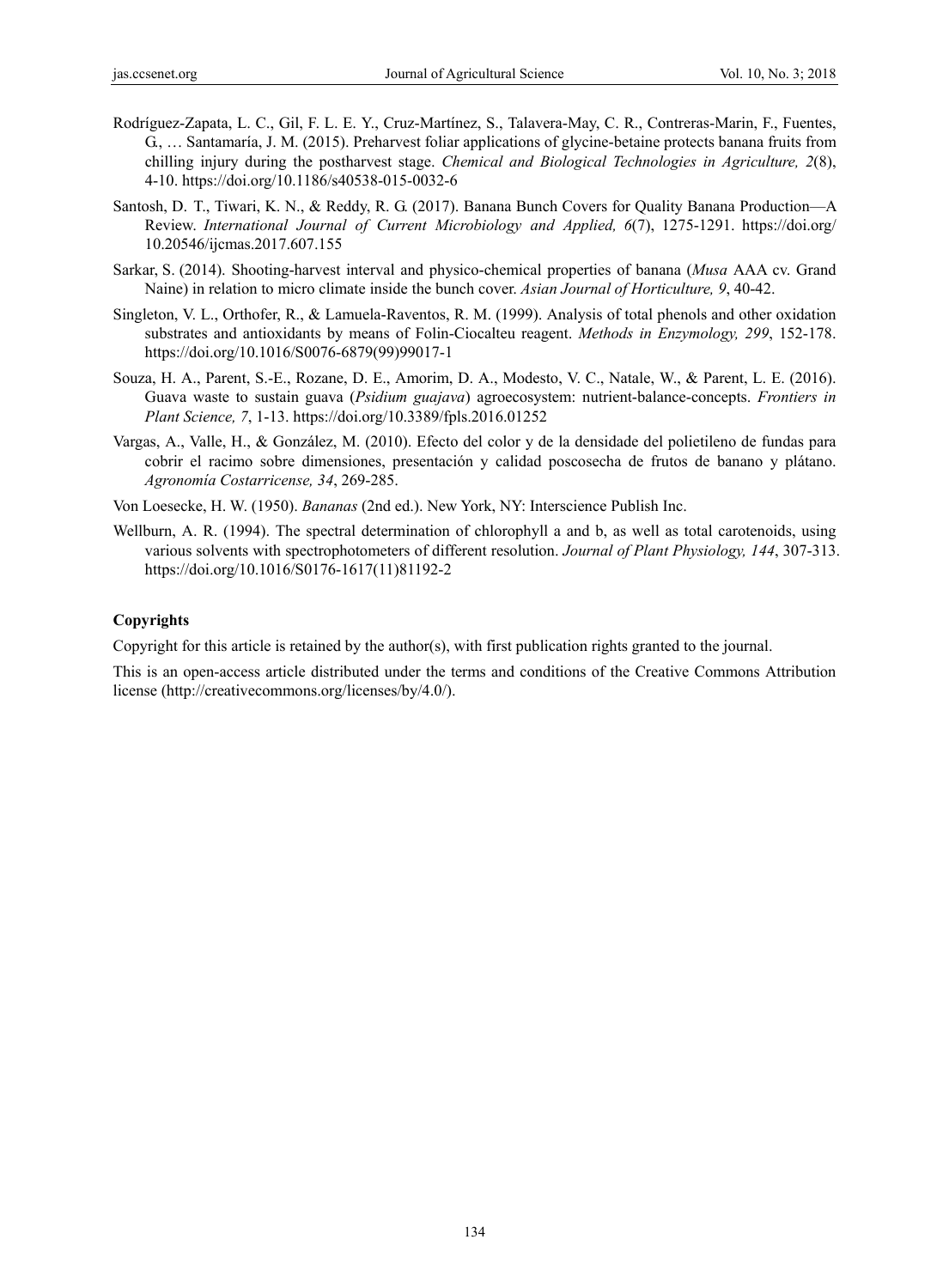Rodríguez-Zapata, L. C., Gil, F. L. E. Y., Cruz-Martínez, S., Talavera-May, C. R., Contreras-Marin, F., Fuentes, G., … Santamaría, J. M. (2015). Preharvest foliar applications of glycine-betaine protects banana fruits from chilling injury during the postharvest stage. *Chemical and Biological Technologies in Agriculture, 2*(8), 4-10. https://doi.org/10.1186/s40538-015-0032-6

Santosh, D. T., Tiwari, K. N., & Reddy, R. G. (2017). Banana Bunch Covers for Quality Banana Production—A Review. *International Journal of Current Microbiology and Applied, 6*(7), 1275-1291. https://doi.org/10.20546/ijcmas.2017.607.155

Sarkar, S. (2014). Shooting-harvest interval and physico-chemical properties of banana (*Musa* AAA cv. Grand Naine) in relation to micro climate inside the bunch cover. *Asian Journal of Horticulture, 9*, 40-42.

Singleton, V. L., Orthofer, R., & Lamuela-Raventos, R. M. (1999). Analysis of total phenols and other oxidation substrates and antioxidants by means of Folin-Ciocalteu reagent. *Methods in Enzymology, 299*, 152-178. https://doi.org/10.1016/S0076-6879(99)99017-1

Souza, H. A., Parent, S.-E., Rozane, D. E., Amorim, D. A., Modesto, V. C., Natale, W., & Parent, L. E. (2016). Guava waste to sustain guava (*Psidium guajava*) agroecosystem: nutrient-balance-concepts. *Frontiers in Plant Science, 7*, 1-13. https://doi.org/10.3389/fpls.2016.01252

Vargas, A., Valle, H., & González, M. (2010). Efecto del color y de la densidade del polietileno de fundas para cobrir el racimo sobre dimensiones, presentación y calidad poscosecha de frutos de banano y plátano. *Agronomía Costarricense, 34*, 269-285.

Von Loesecke, H. W. (1950). *Bananas* (2nd ed.). New York, NY: Interscience Publish Inc.

Wellburn, A. R. (1994). The spectral determination of chlorophyll a and b, as well as total carotenoids, using various solvents with spectrophotometers of different resolution. *Journal of Plant Physiology, 144*, 307-313. https://doi.org/10.1016/S0176-1617(11)81192-2

**Copyrights**

Copyright for this article is retained by the author(s), with first publication rights granted to the journal.

This is an open-access article distributed under the terms and conditions of the Creative Commons Attribution license (http://creativecommons.org/licenses/by/4.0/).